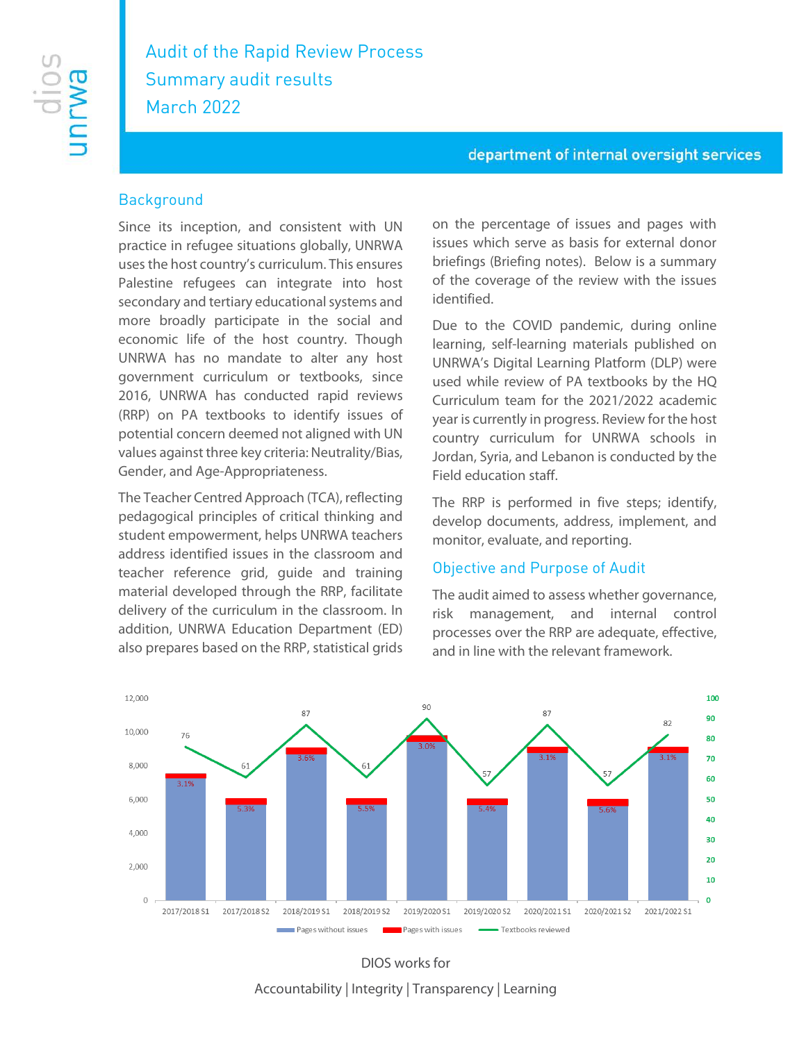# Audit of the Rapid Review Process
## Summary audit results
## March 2022

**department of internal oversight services**

## Background

Since its inception, and consistent with UN practice in refugee situations globally, UNRWA uses the host country's curriculum. This ensures Palestine refugees can integrate into host secondary and tertiary educational systems and more broadly participate in the social and economic life of the host country. Though UNRWA has no mandate to alter any host government curriculum or textbooks, since 2016, UNRWA has conducted rapid reviews (RRP) on PA textbooks to identify issues of potential concern deemed not aligned with UN values against three key criteria: Neutrality/Bias, Gender, and Age-Appropriateness.

The Teacher Centred Approach (TCA), reflecting pedagogical principles of critical thinking and student empowerment, helps UNRWA teachers address identified issues in the classroom and teacher reference grid, guide and training material developed through the RRP, facilitate delivery of the curriculum in the classroom. In addition, UNRWA Education Department (ED) also prepares based on the RRP, statistical grids on the percentage of issues and pages with issues which serve as basis for external donor briefings (Briefing notes). Below is a summary of the coverage of the review with the issues identified.

Due to the COVID pandemic, during online learning, self-learning materials published on UNRWA's Digital Learning Platform (DLP) were used while review of PA textbooks by the HQ Curriculum team for the 2021/2022 academic year is currently in progress. Review for the host country curriculum for UNRWA schools in Jordan, Syria, and Lebanon is conducted by the Field education staff.

The RRP is performed in five steps; identify, develop documents, address, implement, and monitor, evaluate, and reporting.

## Objective and Purpose of Audit

The audit aimed to assess whether governance, risk management, and internal control processes over the RRP are adequate, effective, and in line with the relevant framework.

| Period | Textbooks reviewed | Pages with issues (%) |
|---|---|---|
| 2017/2018 S1 | 76 | 3.1% |
| 2017/2018 S2 | 61 | 5.3% |
| 2018/2019 S1 | 87 | 3.6% |
| 2018/2019 S2 | 61 | 5.5% |
| 2019/2020 S1 | 90 | 3.0% |
| 2019/2020 S2 | 57 | 5.4% |
| 2020/2021 S1 | 87 | 3.1% |
| 2020/2021 S2 | 57 | 5.6% |
| 2021/2022 S1 | 82 | 3.1% |

Pages without issues | Pages with issues | Textbooks reviewed

DIOS works for

Accountability | Integrity | Transparency | Learning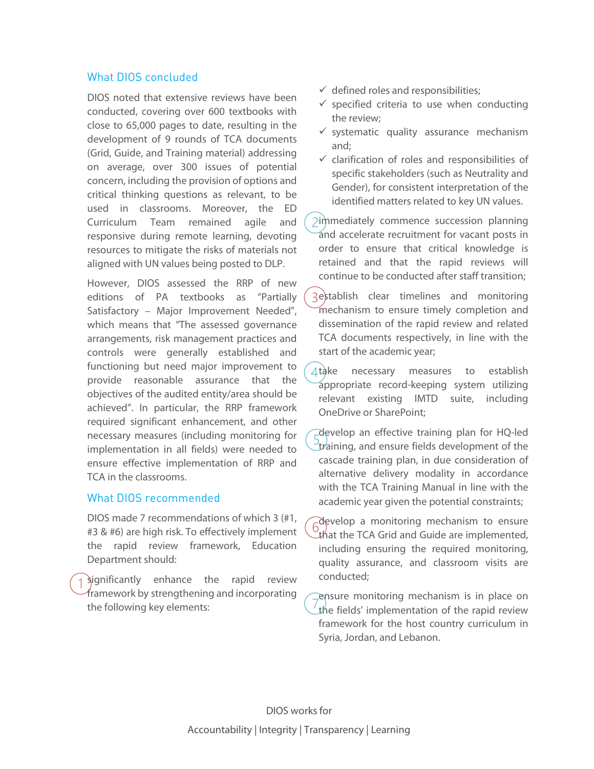## What DIOS concluded

DIOS noted that extensive reviews have been conducted, covering over 600 textbooks with close to 65,000 pages to date, resulting in the development of 9 rounds of TCA documents (Grid, Guide, and Training material) addressing on average, over 300 issues of potential concern, including the provision of options and critical thinking questions as relevant, to be used in classrooms. Moreover, the ED Curriculum Team remained agile and responsive during remote learning, devoting resources to mitigate the risks of materials not aligned with UN values being posted to DLP.

However, DIOS assessed the RRP of new editions of PA textbooks as "Partially Satisfactory – Major Improvement Needed", which means that "The assessed governance arrangements, risk management practices and controls were generally established and functioning but need major improvement to provide reasonable assurance that the objectives of the audited entity/area should be achieved". In particular, the RRP framework required significant enhancement, and other necessary measures (including monitoring for implementation in all fields) were needed to ensure effective implementation of RRP and TCA in the classrooms.

## What DIOS recommended

DIOS made 7 recommendations of which 3 (#1, #3 & #6) are high risk. To effectively implement the rapid review framework, Education Department should:

1. significantly enhance the rapid review framework by strengthening and incorporating the following key elements:
   - ✓ defined roles and responsibilities;
   - ✓ specified criteria to use when conducting the review;
   - ✓ systematic quality assurance mechanism and;
   - ✓ clarification of roles and responsibilities of specific stakeholders (such as Neutrality and Gender), for consistent interpretation of the identified matters related to key UN values.
2. immediately commence succession planning and accelerate recruitment for vacant posts in order to ensure that critical knowledge is retained and that the rapid reviews will continue to be conducted after staff transition;
3. establish clear timelines and monitoring mechanism to ensure timely completion and dissemination of the rapid review and related TCA documents respectively, in line with the start of the academic year;
4. take necessary measures to establish appropriate record-keeping system utilizing relevant existing IMTD suite, including OneDrive or SharePoint;
5. develop an effective training plan for HQ-led training, and ensure fields development of the cascade training plan, in due consideration of alternative delivery modality in accordance with the TCA Training Manual in line with the academic year given the potential constraints;
6. develop a monitoring mechanism to ensure that the TCA Grid and Guide are implemented, including ensuring the required monitoring, quality assurance, and classroom visits are conducted;
7. ensure monitoring mechanism is in place on the fields' implementation of the rapid review framework for the host country curriculum in Syria, Jordan, and Lebanon.

DIOS works for

Accountability | Integrity | Transparency | Learning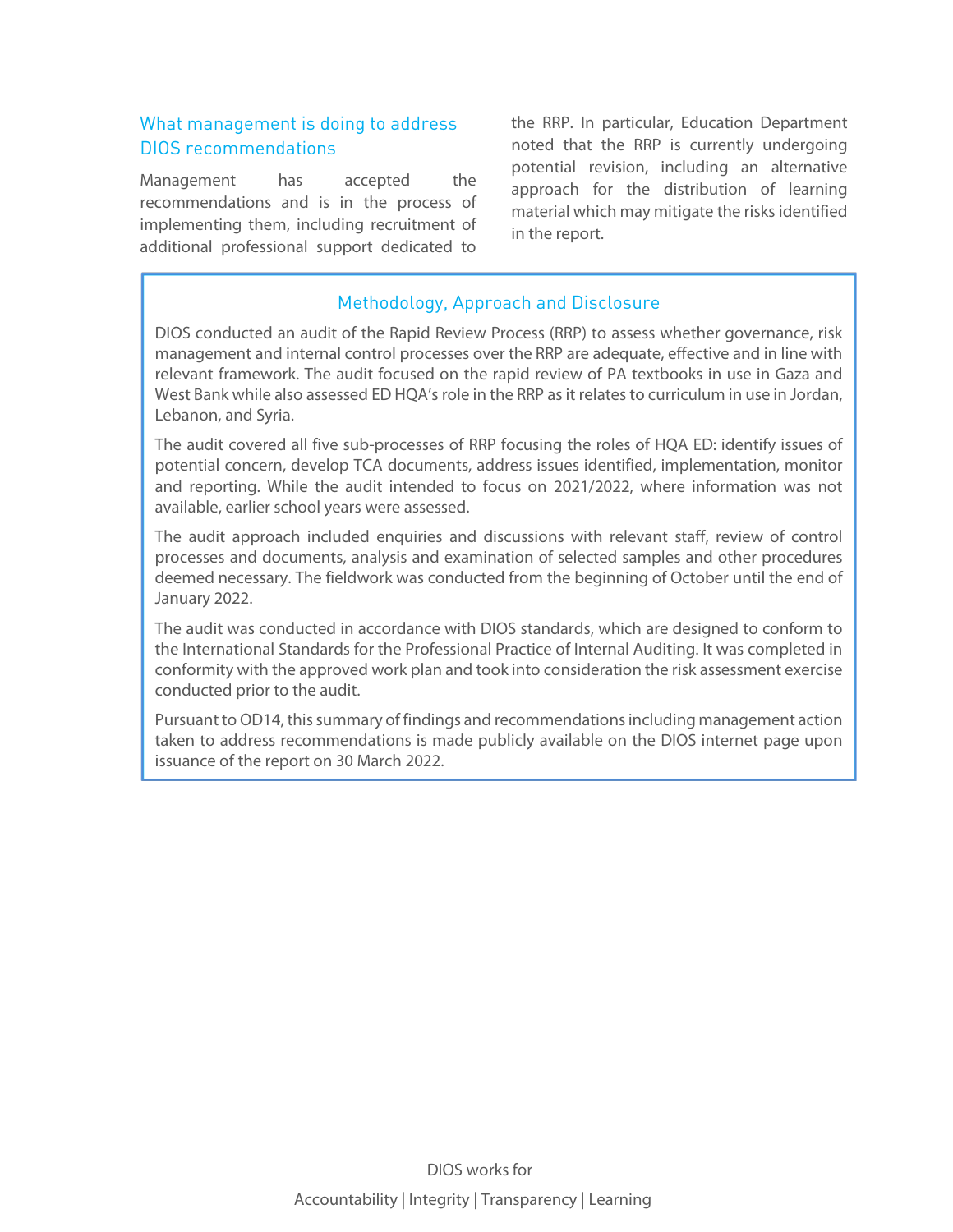## What management is doing to address DIOS recommendations

Management has accepted the recommendations and is in the process of implementing them, including recruitment of additional professional support dedicated to the RRP. In particular, Education Department noted that the RRP is currently undergoing potential revision, including an alternative approach for the distribution of learning material which may mitigate the risks identified in the report.

## Methodology, Approach and Disclosure

DIOS conducted an audit of the Rapid Review Process (RRP) to assess whether governance, risk management and internal control processes over the RRP are adequate, effective and in line with relevant framework. The audit focused on the rapid review of PA textbooks in use in Gaza and West Bank while also assessed ED HQA's role in the RRP as it relates to curriculum in use in Jordan, Lebanon, and Syria.

The audit covered all five sub-processes of RRP focusing the roles of HQA ED: identify issues of potential concern, develop TCA documents, address issues identified, implementation, monitor and reporting. While the audit intended to focus on 2021/2022, where information was not available, earlier school years were assessed.

The audit approach included enquiries and discussions with relevant staff, review of control processes and documents, analysis and examination of selected samples and other procedures deemed necessary. The fieldwork was conducted from the beginning of October until the end of January 2022.

The audit was conducted in accordance with DIOS standards, which are designed to conform to the International Standards for the Professional Practice of Internal Auditing. It was completed in conformity with the approved work plan and took into consideration the risk assessment exercise conducted prior to the audit.

Pursuant to OD14, this summary of findings and recommendations including management action taken to address recommendations is made publicly available on the DIOS internet page upon issuance of the report on 30 March 2022.

DIOS works for

Accountability | Integrity | Transparency | Learning